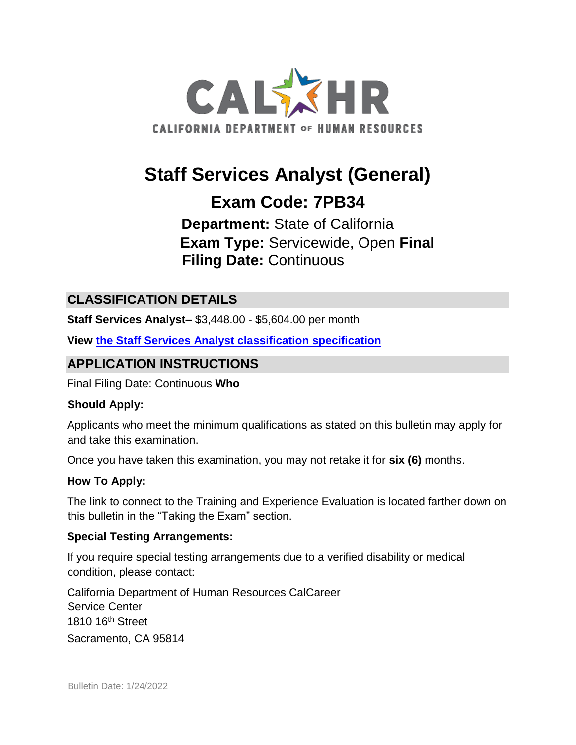CAL HR

CALIFORNIA DEPARTMENT OF HUMAN RESOURCES

# Staff Services Analyst (General)

## Exam Code: 7PB34

**Department:** State of California

**Exam Type:** Servicewide, Open **Final**

**Filing Date:** Continuous

## CLASSIFICATION DETAILS

**Staff Services Analyst–** $3,448.00 - $5,604.00 per month

**View** [the Staff Services Analyst classification specification]()

## APPLICATION INSTRUCTIONS

Final Filing Date: Continuous

### Who Should Apply:

Applicants who meet the minimum qualifications as stated on this bulletin may apply for and take this examination.

Once you have taken this examination, you may not retake it for **six (6)** months.

### How To Apply:

The link to connect to the Training and Experience Evaluation is located farther down on this bulletin in the "Taking the Exam" section.

### Special Testing Arrangements:

If you require special testing arrangements due to a verified disability or medical condition, please contact:

California Department of Human Resources CalCareer Service Center
1810 16th Street
Sacramento, CA 95814

Bulletin Date: 1/24/2022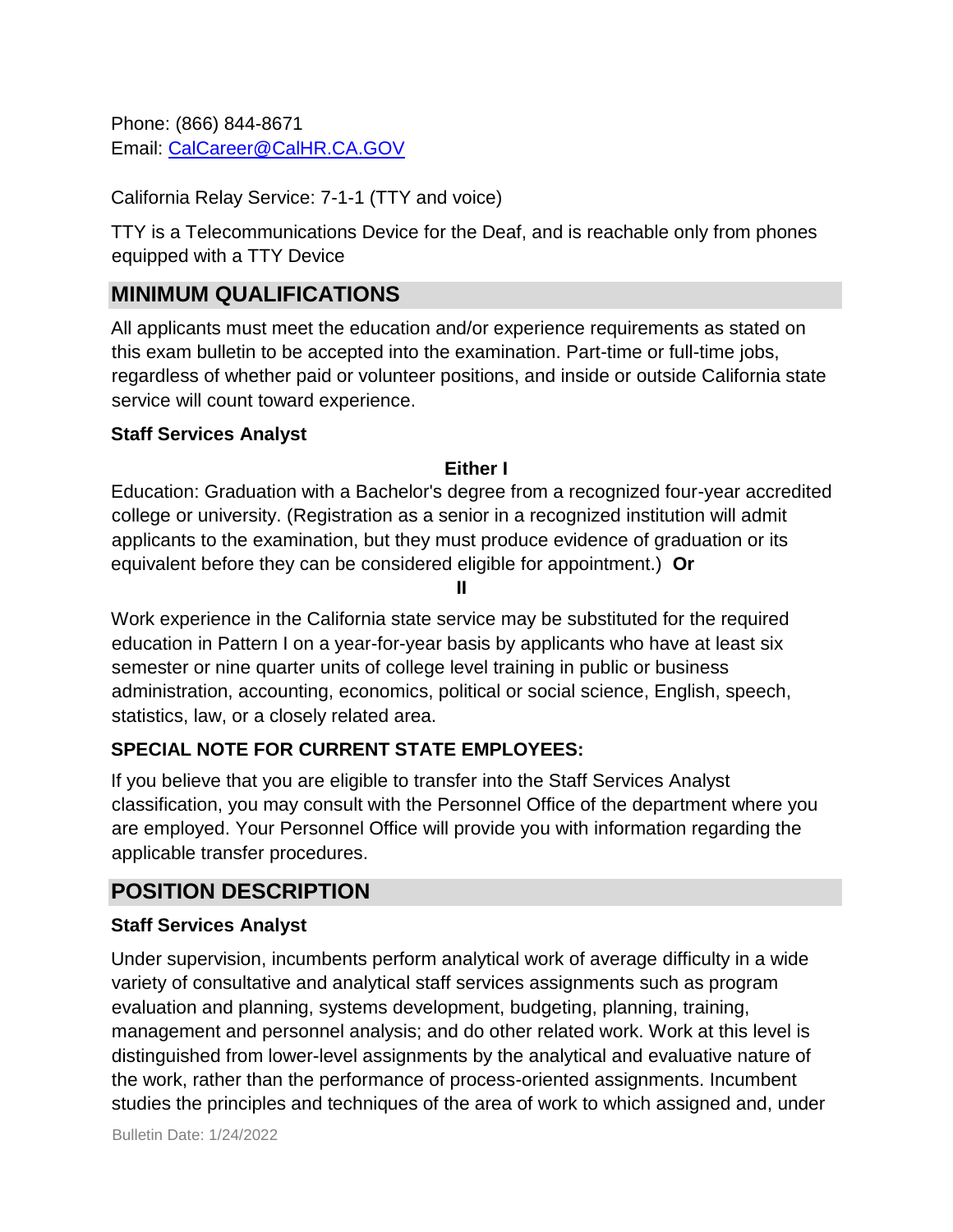Phone: (866) 844-8671
Email: [CalCareer@CalHR.CA.GOV](mailto:CalCareer@CalHR.CA.GOV)

California Relay Service: 7-1-1 (TTY and voice)

TTY is a Telecommunications Device for the Deaf, and is reachable only from phones equipped with a TTY Device

## MINIMUM QUALIFICATIONS

All applicants must meet the education and/or experience requirements as stated on this exam bulletin to be accepted into the examination. Part-time or full-time jobs, regardless of whether paid or volunteer positions, and inside or outside California state service will count toward experience.

**Staff Services Analyst**

**Either I**

Education: Graduation with a Bachelor's degree from a recognized four-year accredited college or university. (Registration as a senior in a recognized institution will admit applicants to the examination, but they must produce evidence of graduation or its equivalent before they can be considered eligible for appointment.) **Or**

**II**

Work experience in the California state service may be substituted for the required education in Pattern I on a year-for-year basis by applicants who have at least six semester or nine quarter units of college level training in public or business administration, accounting, economics, political or social science, English, speech, statistics, law, or a closely related area.

### SPECIAL NOTE FOR CURRENT STATE EMPLOYEES:

If you believe that you are eligible to transfer into the Staff Services Analyst classification, you may consult with the Personnel Office of the department where you are employed. Your Personnel Office will provide you with information regarding the applicable transfer procedures.

## POSITION DESCRIPTION

**Staff Services Analyst**

Under supervision, incumbents perform analytical work of average difficulty in a wide variety of consultative and analytical staff services assignments such as program evaluation and planning, systems development, budgeting, planning, training, management and personnel analysis; and do other related work. Work at this level is distinguished from lower-level assignments by the analytical and evaluative nature of the work, rather than the performance of process-oriented assignments. Incumbent studies the principles and techniques of the area of work to which assigned and, under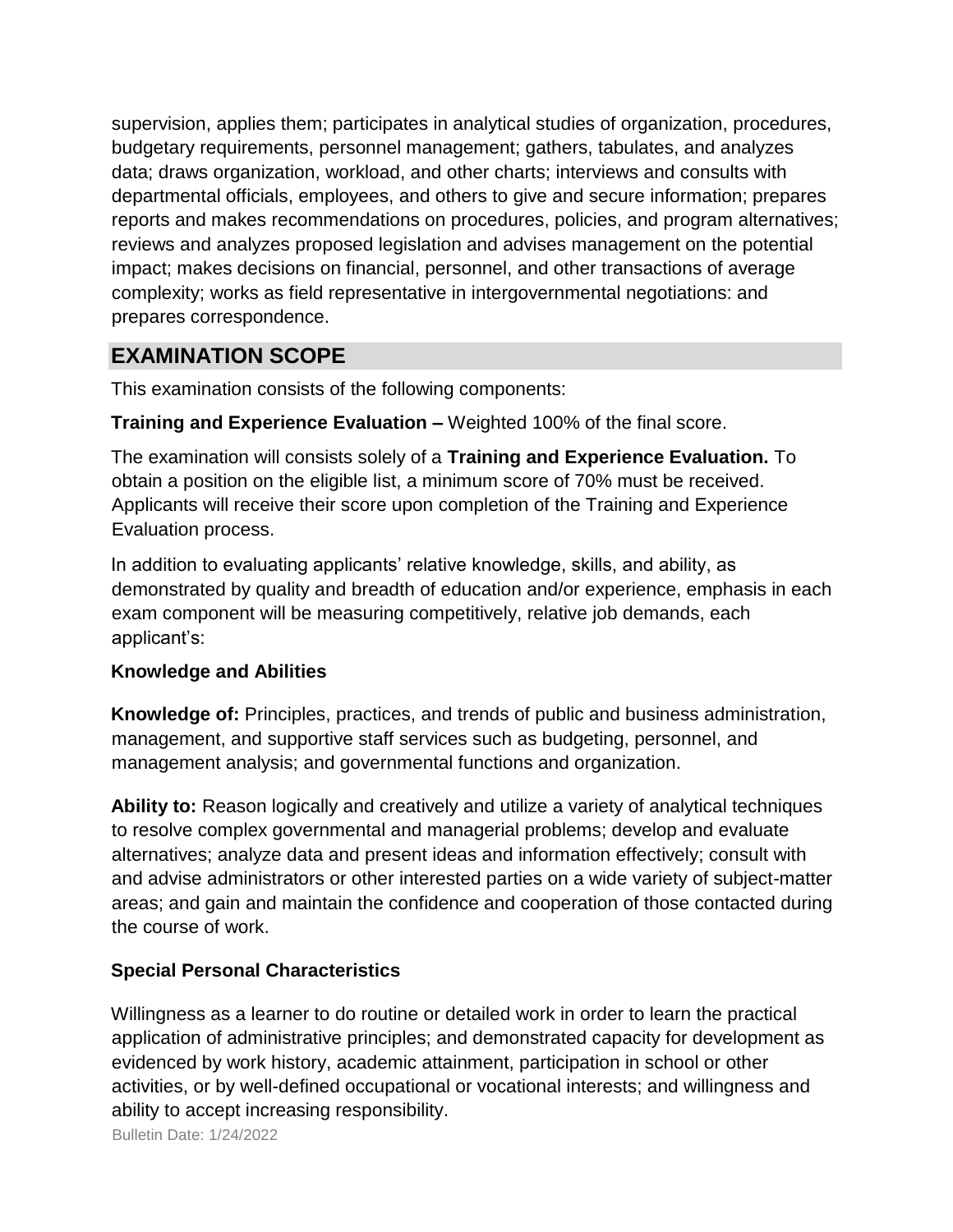supervision, applies them; participates in analytical studies of organization, procedures, budgetary requirements, personnel management; gathers, tabulates, and analyzes data; draws organization, workload, and other charts; interviews and consults with departmental officials, employees, and others to give and secure information; prepares reports and makes recommendations on procedures, policies, and program alternatives; reviews and analyzes proposed legislation and advises management on the potential impact; makes decisions on financial, personnel, and other transactions of average complexity; works as field representative in intergovernmental negotiations: and prepares correspondence.

## EXAMINATION SCOPE

This examination consists of the following components:

**Training and Experience Evaluation –** Weighted 100% of the final score.

The examination will consists solely of a **Training and Experience Evaluation.** To obtain a position on the eligible list, a minimum score of 70% must be received. Applicants will receive their score upon completion of the Training and Experience Evaluation process.

In addition to evaluating applicants' relative knowledge, skills, and ability, as demonstrated by quality and breadth of education and/or experience, emphasis in each exam component will be measuring competitively, relative job demands, each applicant's:

### Knowledge and Abilities

**Knowledge of:** Principles, practices, and trends of public and business administration, management, and supportive staff services such as budgeting, personnel, and management analysis; and governmental functions and organization.

**Ability to:** Reason logically and creatively and utilize a variety of analytical techniques to resolve complex governmental and managerial problems; develop and evaluate alternatives; analyze data and present ideas and information effectively; consult with and advise administrators or other interested parties on a wide variety of subject-matter areas; and gain and maintain the confidence and cooperation of those contacted during the course of work.

### Special Personal Characteristics

Willingness as a learner to do routine or detailed work in order to learn the practical application of administrative principles; and demonstrated capacity for development as evidenced by work history, academic attainment, participation in school or other activities, or by well-defined occupational or vocational interests; and willingness and ability to accept increasing responsibility.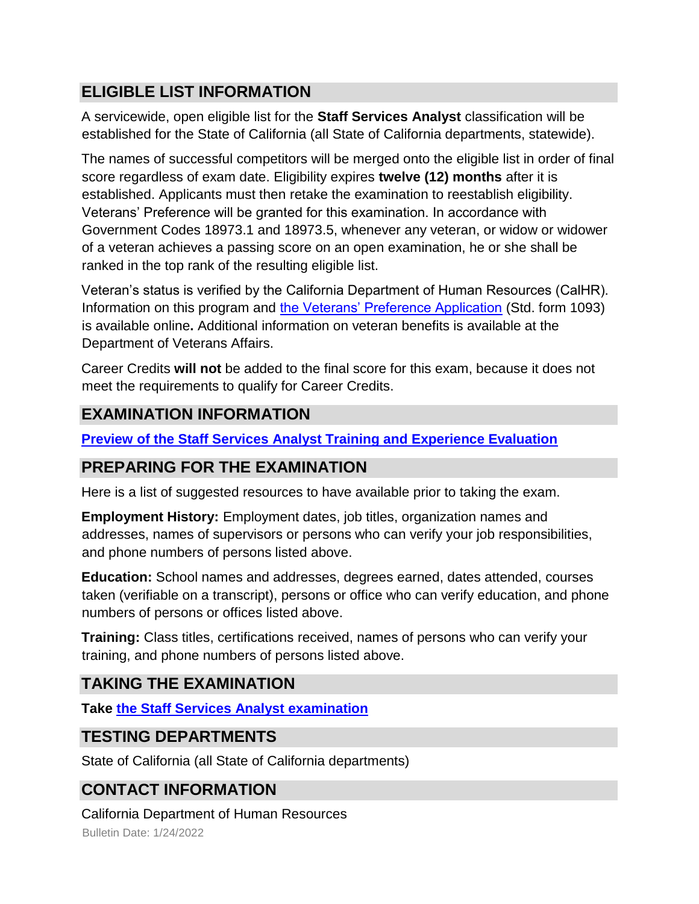## ELIGIBLE LIST INFORMATION

A servicewide, open eligible list for the **Staff Services Analyst** classification will be established for the State of California (all State of California departments, statewide).

The names of successful competitors will be merged onto the eligible list in order of final score regardless of exam date. Eligibility expires **twelve (12) months** after it is established. Applicants must then retake the examination to reestablish eligibility. Veterans' Preference will be granted for this examination. In accordance with Government Codes 18973.1 and 18973.5, whenever any veteran, or widow or widower of a veteran achieves a passing score on an open examination, he or she shall be ranked in the top rank of the resulting eligible list.

Veteran's status is verified by the California Department of Human Resources (CalHR). Information on this program and the Veterans' Preference Application (Std. form 1093) is available online**.** Additional information on veteran benefits is available at the Department of Veterans Affairs.

Career Credits **will not** be added to the final score for this exam, because it does not meet the requirements to qualify for Career Credits.

## EXAMINATION INFORMATION

**Preview of the Staff Services Analyst Training and Experience Evaluation**

## PREPARING FOR THE EXAMINATION

Here is a list of suggested resources to have available prior to taking the exam.

**Employment History:** Employment dates, job titles, organization names and addresses, names of supervisors or persons who can verify your job responsibilities, and phone numbers of persons listed above.

**Education:** School names and addresses, degrees earned, dates attended, courses taken (verifiable on a transcript), persons or office who can verify education, and phone numbers of persons or offices listed above.

**Training:** Class titles, certifications received, names of persons who can verify your training, and phone numbers of persons listed above.

## TAKING THE EXAMINATION

**Take the Staff Services Analyst examination**

## TESTING DEPARTMENTS

State of California (all State of California departments)

## CONTACT INFORMATION

California Department of Human Resources

Bulletin Date: 1/24/2022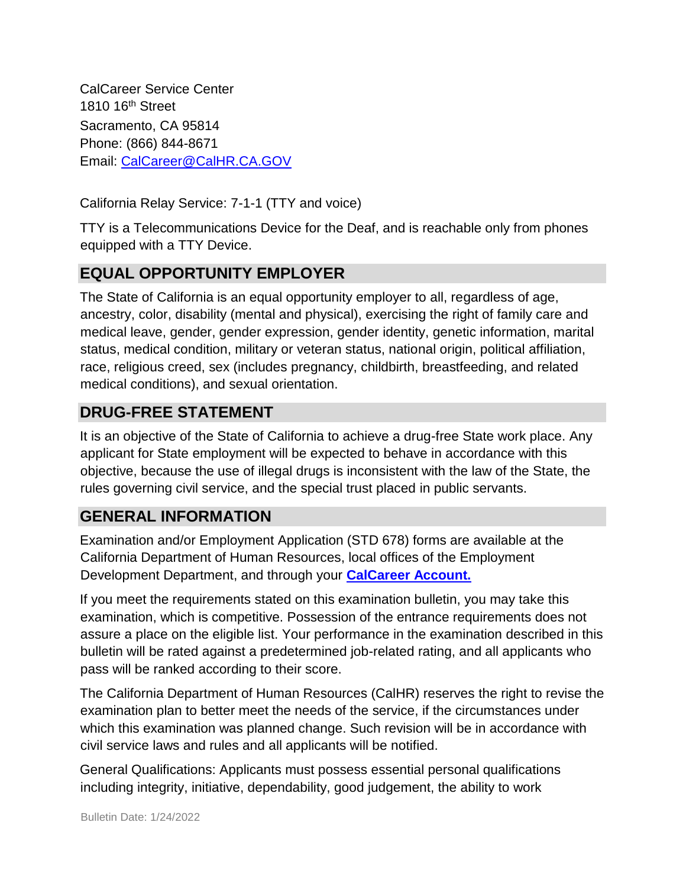CalCareer Service Center
1810 16th Street
Sacramento, CA 95814
Phone: (866) 844-8671
Email: [CalCareer@CalHR.CA.GOV](mailto:CalCareer@CalHR.CA.GOV)

California Relay Service: 7-1-1 (TTY and voice)

TTY is a Telecommunications Device for the Deaf, and is reachable only from phones equipped with a TTY Device.

## EQUAL OPPORTUNITY EMPLOYER

The State of California is an equal opportunity employer to all, regardless of age, ancestry, color, disability (mental and physical), exercising the right of family care and medical leave, gender, gender expression, gender identity, genetic information, marital status, medical condition, military or veteran status, national origin, political affiliation, race, religious creed, sex (includes pregnancy, childbirth, breastfeeding, and related medical conditions), and sexual orientation.

## DRUG-FREE STATEMENT

It is an objective of the State of California to achieve a drug-free State work place. Any applicant for State employment will be expected to behave in accordance with this objective, because the use of illegal drugs is inconsistent with the law of the State, the rules governing civil service, and the special trust placed in public servants.

## GENERAL INFORMATION

Examination and/or Employment Application (STD 678) forms are available at the California Department of Human Resources, local offices of the Employment Development Department, and through your **CalCareer Account.**

If you meet the requirements stated on this examination bulletin, you may take this examination, which is competitive. Possession of the entrance requirements does not assure a place on the eligible list. Your performance in the examination described in this bulletin will be rated against a predetermined job-related rating, and all applicants who pass will be ranked according to their score.

The California Department of Human Resources (CalHR) reserves the right to revise the examination plan to better meet the needs of the service, if the circumstances under which this examination was planned change. Such revision will be in accordance with civil service laws and rules and all applicants will be notified.

General Qualifications: Applicants must possess essential personal qualifications including integrity, initiative, dependability, good judgement, the ability to work

Bulletin Date: 1/24/2022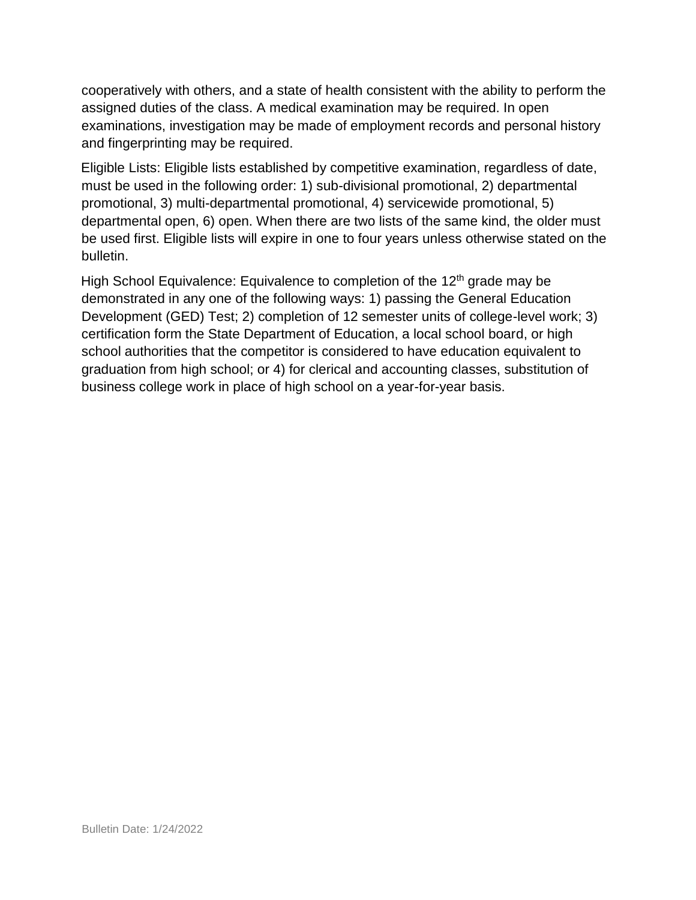cooperatively with others, and a state of health consistent with the ability to perform the assigned duties of the class. A medical examination may be required. In open examinations, investigation may be made of employment records and personal history and fingerprinting may be required.

Eligible Lists: Eligible lists established by competitive examination, regardless of date, must be used in the following order: 1) sub-divisional promotional, 2) departmental promotional, 3) multi-departmental promotional, 4) servicewide promotional, 5) departmental open, 6) open. When there are two lists of the same kind, the older must be used first. Eligible lists will expire in one to four years unless otherwise stated on the bulletin.

High School Equivalence: Equivalence to completion of the 12th grade may be demonstrated in any one of the following ways: 1) passing the General Education Development (GED) Test; 2) completion of 12 semester units of college-level work; 3) certification form the State Department of Education, a local school board, or high school authorities that the competitor is considered to have education equivalent to graduation from high school; or 4) for clerical and accounting classes, substitution of business college work in place of high school on a year-for-year basis.